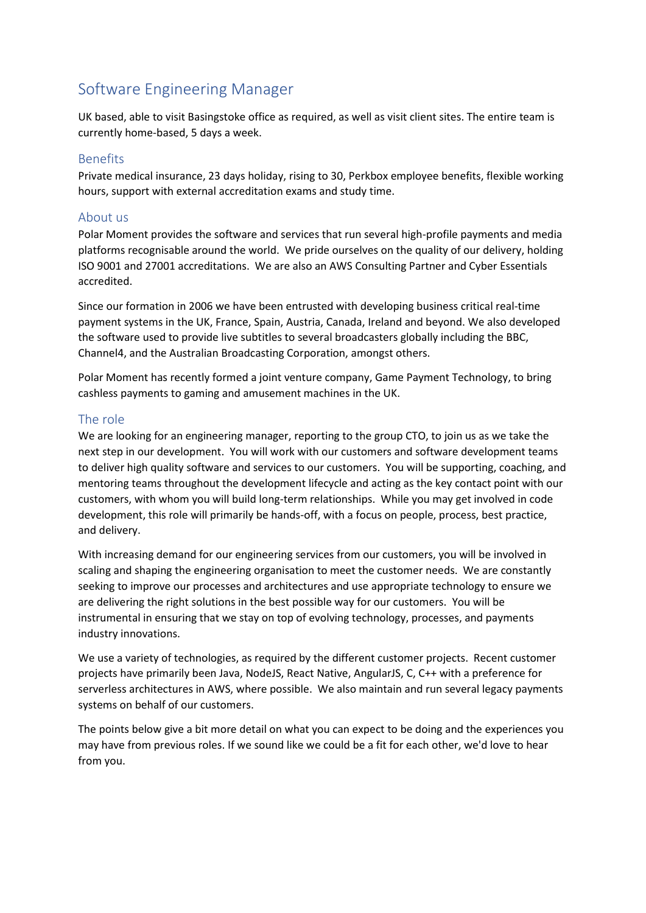# Software Engineering Manager

UK based, able to visit Basingstoke office as required, as well as visit client sites. The entire team is currently home-based, 5 days a week.

## Benefits

Private medical insurance, 23 days holiday, rising to 30, Perkbox employee benefits, flexible working hours, support with external accreditation exams and study time.

## About us

Polar Moment provides the software and services that run several high-profile payments and media platforms recognisable around the world. We pride ourselves on the quality of our delivery, holding ISO 9001 and 27001 accreditations. We are also an AWS Consulting Partner and Cyber Essentials accredited.

Since our formation in 2006 we have been entrusted with developing business critical real-time payment systems in the UK, France, Spain, Austria, Canada, Ireland and beyond. We also developed the software used to provide live subtitles to several broadcasters globally including the BBC, Channel4, and the Australian Broadcasting Corporation, amongst others.

Polar Moment has recently formed a joint venture company, Game Payment Technology, to bring cashless payments to gaming and amusement machines in the UK.

## The role

We are looking for an engineering manager, reporting to the group CTO, to join us as we take the next step in our development. You will work with our customers and software development teams to deliver high quality software and services to our customers. You will be supporting, coaching, and mentoring teams throughout the development lifecycle and acting as the key contact point with our customers, with whom you will build long-term relationships. While you may get involved in code development, this role will primarily be hands-off, with a focus on people, process, best practice, and delivery.

With increasing demand for our engineering services from our customers, you will be involved in scaling and shaping the engineering organisation to meet the customer needs. We are constantly seeking to improve our processes and architectures and use appropriate technology to ensure we are delivering the right solutions in the best possible way for our customers. You will be instrumental in ensuring that we stay on top of evolving technology, processes, and payments industry innovations.

We use a variety of technologies, as required by the different customer projects. Recent customer projects have primarily been Java, NodeJS, React Native, AngularJS, C, C++ with a preference for serverless architectures in AWS, where possible. We also maintain and run several legacy payments systems on behalf of our customers.

The points below give a bit more detail on what you can expect to be doing and the experiences you may have from previous roles. If we sound like we could be a fit for each other, we'd love to hear from you.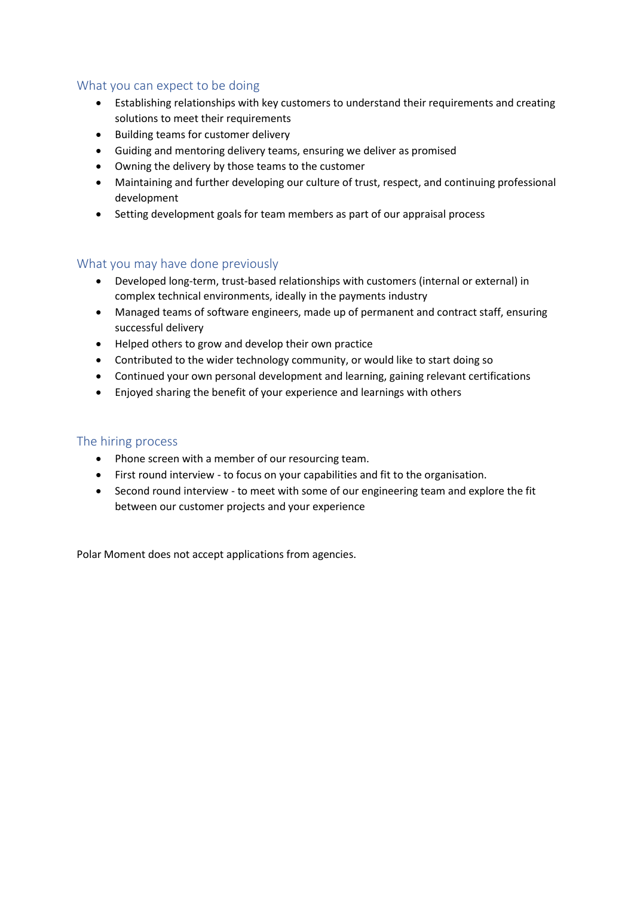## What you can expect to be doing

- Establishing relationships with key customers to understand their requirements and creating solutions to meet their requirements
- Building teams for customer delivery
- Guiding and mentoring delivery teams, ensuring we deliver as promised
- Owning the delivery by those teams to the customer
- Maintaining and further developing our culture of trust, respect, and continuing professional development
- Setting development goals for team members as part of our appraisal process

## What you may have done previously

- Developed long-term, trust-based relationships with customers (internal or external) in complex technical environments, ideally in the payments industry
- Managed teams of software engineers, made up of permanent and contract staff, ensuring successful delivery
- Helped others to grow and develop their own practice
- Contributed to the wider technology community, or would like to start doing so
- Continued your own personal development and learning, gaining relevant certifications
- Enjoyed sharing the benefit of your experience and learnings with others

## The hiring process

- Phone screen with a member of our resourcing team.
- First round interview - to focus on your capabilities and fit to the organisation.
- Second round interview - to meet with some of our engineering team and explore the fit between our customer projects and your experience

Polar Moment does not accept applications from agencies.